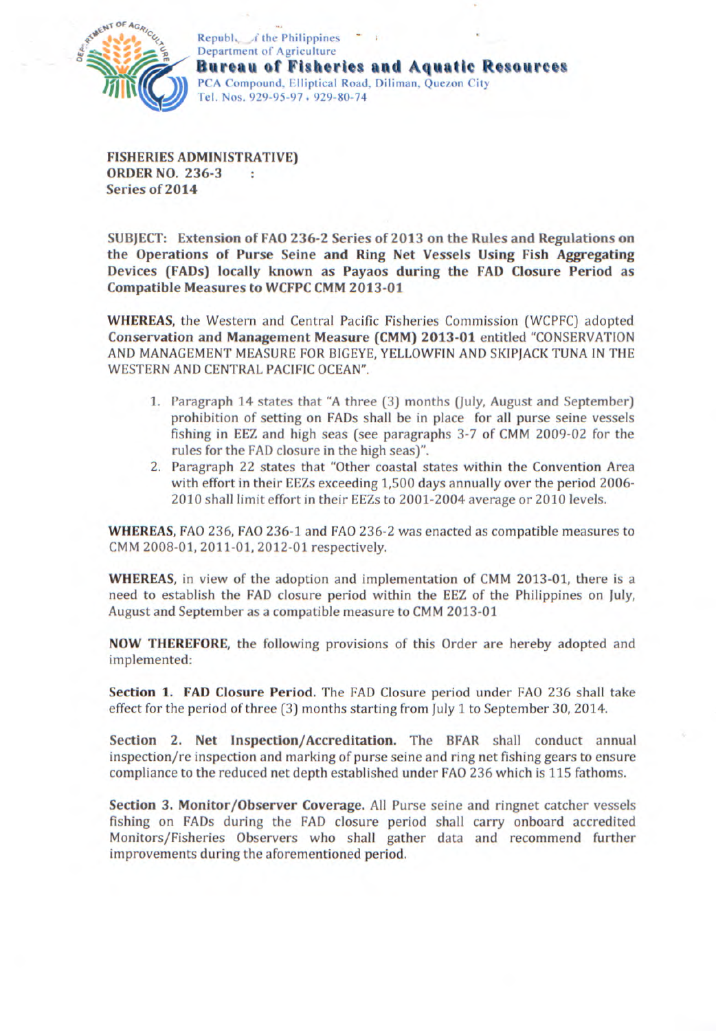Republic of the Philippines
Department of Agriculture
**Bureau of Fisheries and Aquatic Resources**
PCA Compound, Elliptical Road, Diliman, Quezon City
Tel. Nos. 929-95-97, 929-80-74

**FISHERIES ADMINISTRATIVE)**
**ORDER NO. 236-3 :**
**Series of 2014**

**SUBJECT: Extension of FAO 236-2 Series of 2013 on the Rules and Regulations on the Operations of Purse Seine and Ring Net Vessels Using Fish Aggregating Devices (FADs) locally known as Payaos during the FAD Closure Period as Compatible Measures to WCFPC CMM 2013-01**

**WHEREAS,** the Western and Central Pacific Fisheries Commission (WCPFC) adopted **Conservation and Management Measure (CMM) 2013-01** entitled "CONSERVATION AND MANAGEMENT MEASURE FOR BIGEYE, YELLOWFIN AND SKIPJACK TUNA IN THE WESTERN AND CENTRAL PACIFIC OCEAN".

1. Paragraph 14 states that "A three (3) months (July, August and September) prohibition of setting on FADs shall be in place for all purse seine vessels fishing in EEZ and high seas (see paragraphs 3-7 of CMM 2009-02 for the rules for the FAD closure in the high seas)".
2. Paragraph 22 states that "Other coastal states within the Convention Area with effort in their EEZs exceeding 1,500 days annually over the period 2006-2010 shall limit effort in their EEZs to 2001-2004 average or 2010 levels.

**WHEREAS,** FAO 236, FAO 236-1 and FAO 236-2 was enacted as compatible measures to CMM 2008-01, 2011-01, 2012-01 respectively.

**WHEREAS,** in view of the adoption and implementation of CMM 2013-01, there is a need to establish the FAD closure period within the EEZ of the Philippines on July, August and September as a compatible measure to CMM 2013-01

**NOW THEREFORE,** the following provisions of this Order are hereby adopted and implemented:

**Section 1. FAD Closure Period.** The FAD Closure period under FAO 236 shall take effect for the period of three (3) months starting from July 1 to September 30, 2014.

**Section 2. Net Inspection/Accreditation.** The BFAR shall conduct annual inspection/re inspection and marking of purse seine and ring net fishing gears to ensure compliance to the reduced net depth established under FAO 236 which is 115 fathoms.

**Section 3. Monitor/Observer Coverage.** All Purse seine and ringnet catcher vessels fishing on FADs during the FAD closure period shall carry onboard accredited Monitors/Fisheries Observers who shall gather data and recommend further improvements during the aforementioned period.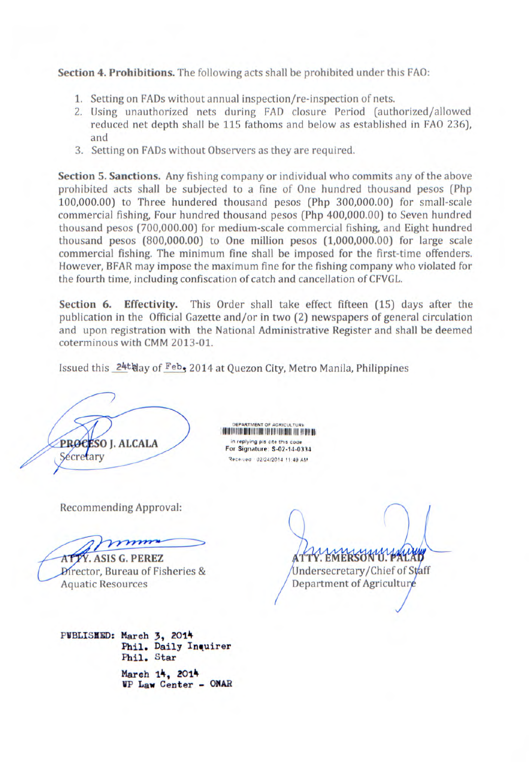**Section 4. Prohibitions.** The following acts shall be prohibited under this FAO:

1. Setting on FADs without annual inspection/re-inspection of nets.
2. Using unauthorized nets during FAD closure Period (authorized/allowed reduced net depth shall be 115 fathoms and below as established in FAO 236), and
3. Setting on FADs without Observers as they are required.

**Section 5. Sanctions.** Any fishing company or individual who commits any of the above prohibited acts shall be subjected to a fine of One hundred thousand pesos (Php 100,000.00) to Three hundred thousand pesos (Php 300,000.00) for small-scale commercial fishing, Four hundred thousand pesos (Php 400,000.00) to Seven hundred thousand pesos (700,000.00) for medium-scale commercial fishing, and Eight hundred thousand pesos (800,000.00) to One million pesos (1,000,000.00) for large scale commercial fishing. The minimum fine shall be imposed for the first-time offenders. However, BFAR may impose the maximum fine for the fishing company who violated for the fourth time, including confiscation of catch and cancellation of CFVGL.

**Section 6. Effectivity.** This Order shall take effect fifteen (15) days after the publication in the Official Gazette and/or in two (2) newspapers of general circulation and upon registration with the National Administrative Register and shall be deemed coterminous with CMM 2013-01.

Issued this 24th day of Feb, 2014 at Quezon City, Metro Manila, Philippines

**PROCESO J. ALCALA**
Secretary

DEPARTMENT OF AGRICULTURE
in replying pls cite this code
For Signature: S-02-14-0334
Received: 02/24/2014 11:49 AM

Recommending Approval:

**ATTY. ASIS G. PEREZ**
Director, Bureau of Fisheries & Aquatic Resources

**ATTY. EMERSON U. PALAD**
Undersecretary/Chief of Staff
Department of Agriculture

PUBLISHED: March 3, 2014
Phil. Daily Inquirer
Phil. Star

March 14, 2014
UP Law Center - ONAR